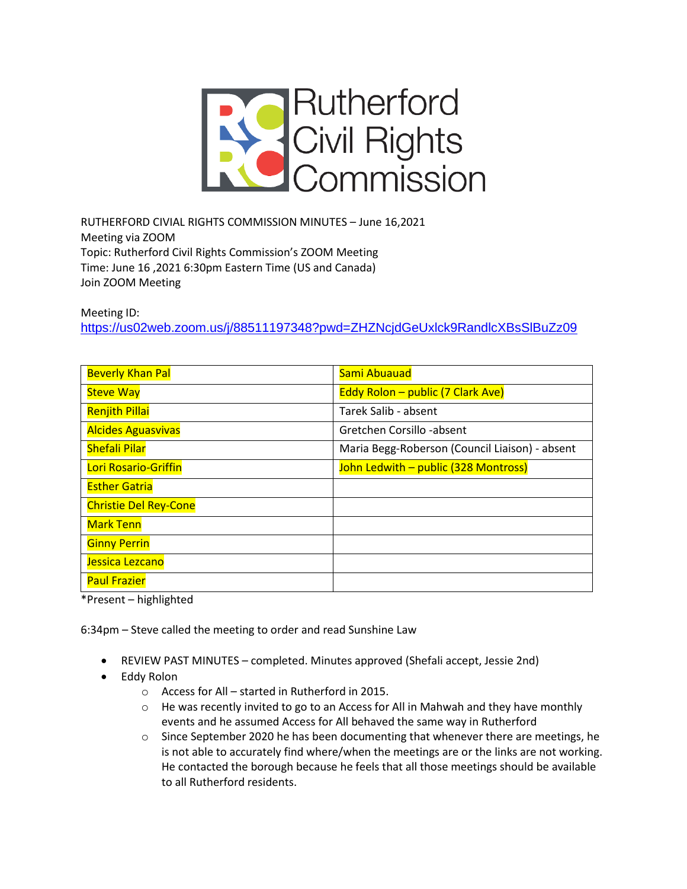# Rutherford Civil Rights Commission

RUTHERFORD CIVIAL RIGHTS COMMISSION MINUTES – June 16,2021
Meeting via ZOOM
Topic: Rutherford Civil Rights Commission's ZOOM Meeting
Time: June 16 ,2021 6:30pm Eastern Time (US and Canada)
Join ZOOM Meeting

Meeting ID:
https://us02web.zoom.us/j/88511197348?pwd=ZHZNcjdGeUxlck9RandlcXBsSlBuZz09

| | |
|---|---|
| Beverly Khan Pal | Sami Abuauad |
| Steve Way | Eddy Rolon – public (7 Clark Ave) |
| Renjith Pillai | Tarek Salib - absent |
| Alcides Aguasvivas | Gretchen Corsillo -absent |
| Shefali Pilar | Maria Begg-Roberson (Council Liaison) - absent |
| Lori Rosario-Griffin | John Ledwith – public (328 Montross) |
| Esther Gatria | |
| Christie Del Rey-Cone | |
| Mark Tenn | |
| Ginny Perrin | |
| Jessica Lezcano | |
| Paul Frazier | |

*Present – highlighted

6:34pm – Steve called the meeting to order and read Sunshine Law

- REVIEW PAST MINUTES – completed. Minutes approved (Shefali accept, Jessie 2nd)
- Eddy Rolon
  - Access for All – started in Rutherford in 2015.
  - He was recently invited to go to an Access for All in Mahwah and they have monthly events and he assumed Access for All behaved the same way in Rutherford
  - Since September 2020 he has been documenting that whenever there are meetings, he is not able to accurately find where/when the meetings are or the links are not working. He contacted the borough because he feels that all those meetings should be available to all Rutherford residents.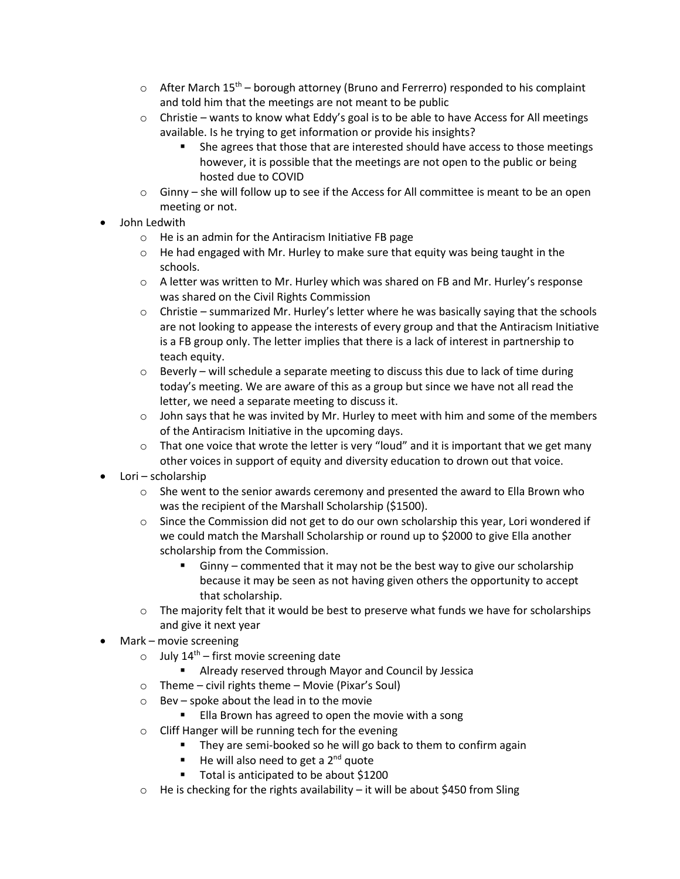- After March 15th – borough attorney (Bruno and Ferrerro) responded to his complaint and told him that the meetings are not meant to be public
  - Christie – wants to know what Eddy's goal is to be able to have Access for All meetings available. Is he trying to get information or provide his insights?
    - She agrees that those that are interested should have access to those meetings however, it is possible that the meetings are not open to the public or being hosted due to COVID
  - Ginny – she will follow up to see if the Access for All committee is meant to be an open meeting or not.
- John Ledwith
  - He is an admin for the Antiracism Initiative FB page
  - He had engaged with Mr. Hurley to make sure that equity was being taught in the schools.
  - A letter was written to Mr. Hurley which was shared on FB and Mr. Hurley's response was shared on the Civil Rights Commission
  - Christie – summarized Mr. Hurley's letter where he was basically saying that the schools are not looking to appease the interests of every group and that the Antiracism Initiative is a FB group only. The letter implies that there is a lack of interest in partnership to teach equity.
  - Beverly – will schedule a separate meeting to discuss this due to lack of time during today's meeting. We are aware of this as a group but since we have not all read the letter, we need a separate meeting to discuss it.
  - John says that he was invited by Mr. Hurley to meet with him and some of the members of the Antiracism Initiative in the upcoming days.
  - That one voice that wrote the letter is very "loud" and it is important that we get many other voices in support of equity and diversity education to drown out that voice.
- Lori – scholarship
  - She went to the senior awards ceremony and presented the award to Ella Brown who was the recipient of the Marshall Scholarship ($1500).
  - Since the Commission did not get to do our own scholarship this year, Lori wondered if we could match the Marshall Scholarship or round up to $2000 to give Ella another scholarship from the Commission.
    - Ginny – commented that it may not be the best way to give our scholarship because it may be seen as not having given others the opportunity to accept that scholarship.
  - The majority felt that it would be best to preserve what funds we have for scholarships and give it next year
- Mark – movie screening
  - July 14th – first movie screening date
    - Already reserved through Mayor and Council by Jessica
  - Theme – civil rights theme – Movie (Pixar's Soul)
  - Bev – spoke about the lead in to the movie
    - Ella Brown has agreed to open the movie with a song
  - Cliff Hanger will be running tech for the evening
    - They are semi-booked so he will go back to them to confirm again
    - He will also need to get a 2nd quote
    - Total is anticipated to be about $1200
  - He is checking for the rights availability – it will be about $450 from Sling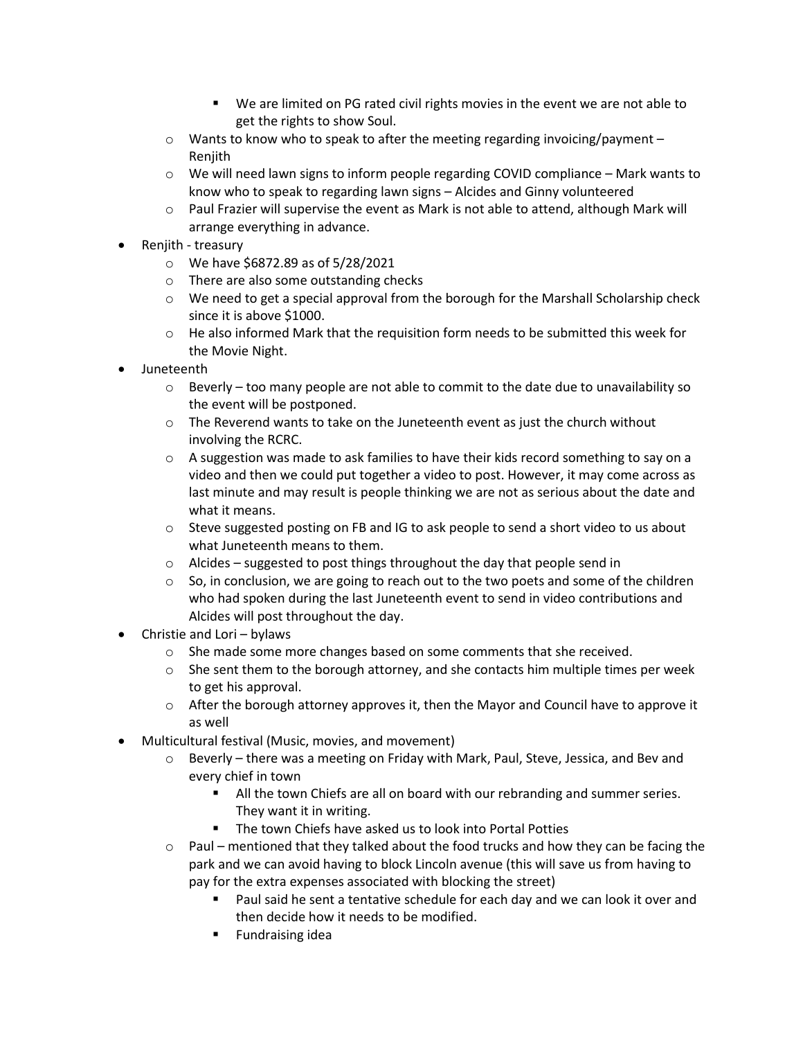- We are limited on PG rated civil rights movies in the event we are not able to get the rights to show Soul.
    - Wants to know who to speak to after the meeting regarding invoicing/payment – Renjith
    - We will need lawn signs to inform people regarding COVID compliance – Mark wants to know who to speak to regarding lawn signs – Alcides and Ginny volunteered
    - Paul Frazier will supervise the event as Mark is not able to attend, although Mark will arrange everything in advance.
- Renjith - treasury
    - We have $6872.89 as of 5/28/2021
    - There are also some outstanding checks
    - We need to get a special approval from the borough for the Marshall Scholarship check since it is above $1000.
    - He also informed Mark that the requisition form needs to be submitted this week for the Movie Night.
- Juneteenth
    - Beverly – too many people are not able to commit to the date due to unavailability so the event will be postponed.
    - The Reverend wants to take on the Juneteenth event as just the church without involving the RCRC.
    - A suggestion was made to ask families to have their kids record something to say on a video and then we could put together a video to post. However, it may come across as last minute and may result is people thinking we are not as serious about the date and what it means.
    - Steve suggested posting on FB and IG to ask people to send a short video to us about what Juneteenth means to them.
    - Alcides – suggested to post things throughout the day that people send in
    - So, in conclusion, we are going to reach out to the two poets and some of the children who had spoken during the last Juneteenth event to send in video contributions and Alcides will post throughout the day.
- Christie and Lori – bylaws
    - She made some more changes based on some comments that she received.
    - She sent them to the borough attorney, and she contacts him multiple times per week to get his approval.
    - After the borough attorney approves it, then the Mayor and Council have to approve it as well
- Multicultural festival (Music, movies, and movement)
    - Beverly – there was a meeting on Friday with Mark, Paul, Steve, Jessica, and Bev and every chief in town
        - All the town Chiefs are all on board with our rebranding and summer series. They want it in writing.
        - The town Chiefs have asked us to look into Portal Potties
    - Paul – mentioned that they talked about the food trucks and how they can be facing the park and we can avoid having to block Lincoln avenue (this will save us from having to pay for the extra expenses associated with blocking the street)
        - Paul said he sent a tentative schedule for each day and we can look it over and then decide how it needs to be modified.
        - Fundraising idea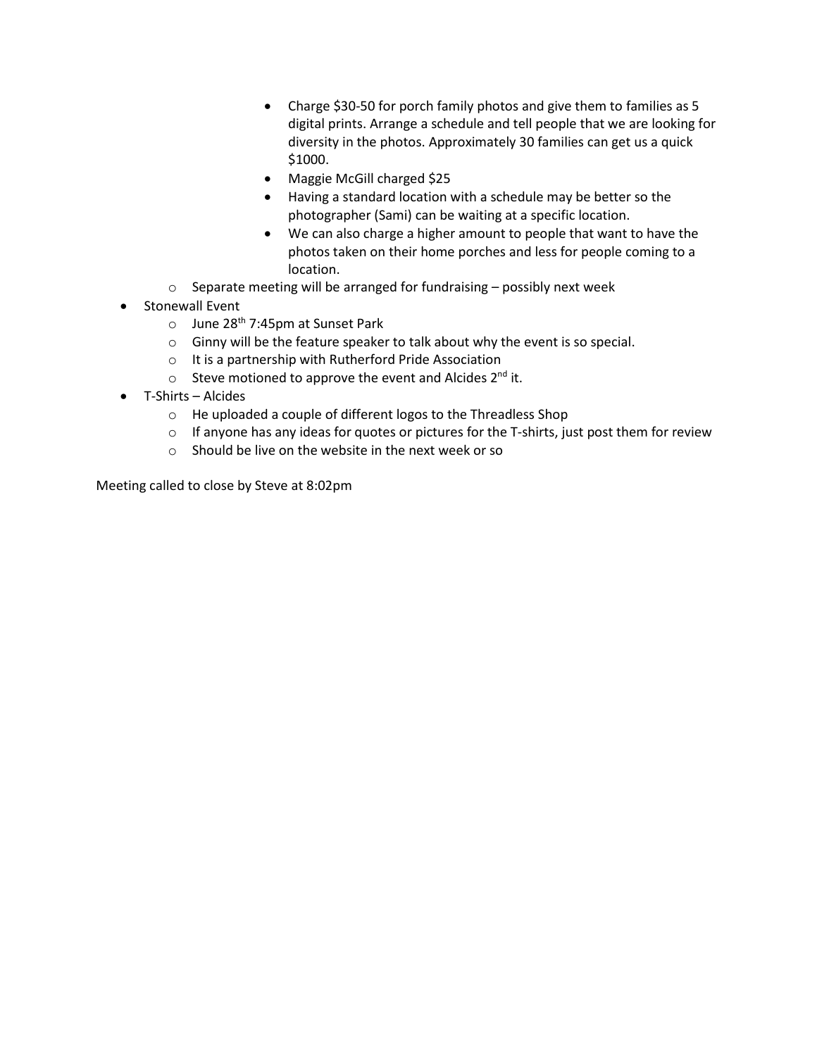- Charge $30-50 for porch family photos and give them to families as 5 digital prints. Arrange a schedule and tell people that we are looking for diversity in the photos. Approximately 30 families can get us a quick $1000.
    - Maggie McGill charged $25
    - Having a standard location with a schedule may be better so the photographer (Sami) can be waiting at a specific location.
    - We can also charge a higher amount to people that want to have the photos taken on their home porches and less for people coming to a location.
  - Separate meeting will be arranged for fundraising – possibly next week
- Stonewall Event
  - June 28th 7:45pm at Sunset Park
  - Ginny will be the feature speaker to talk about why the event is so special.
  - It is a partnership with Rutherford Pride Association
  - Steve motioned to approve the event and Alcides 2nd it.
- T-Shirts – Alcides
  - He uploaded a couple of different logos to the Threadless Shop
  - If anyone has any ideas for quotes or pictures for the T-shirts, just post them for review
  - Should be live on the website in the next week or so

Meeting called to close by Steve at 8:02pm